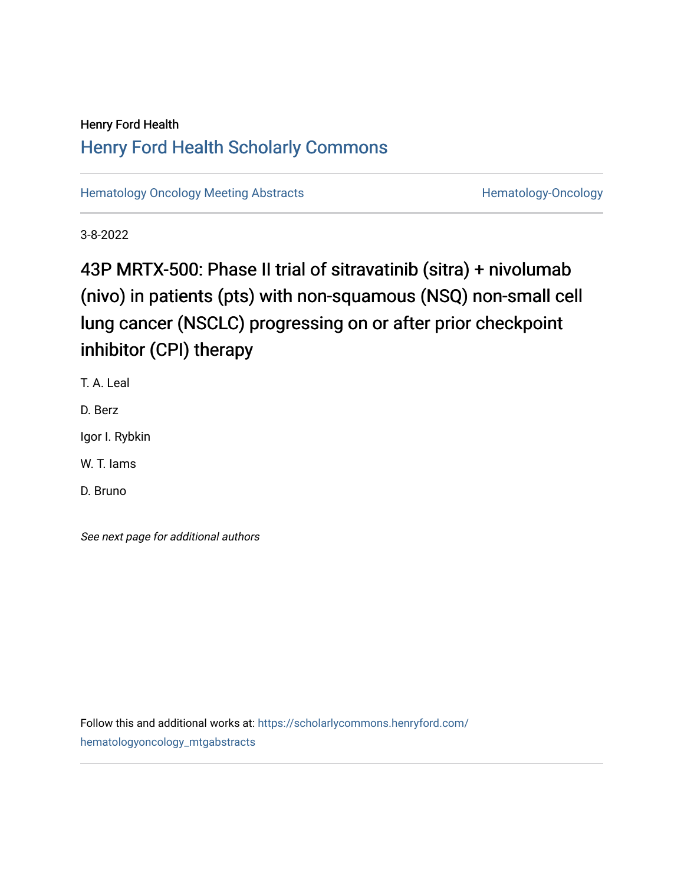Henry Ford Health

# Henry Ford Health Scholarly Commons

Hematology Oncology Meeting Abstracts

Hematology-Oncology

3-8-2022

# 43P MRTX-500: Phase II trial of sitravatinib (sitra) + nivolumab (nivo) in patients (pts) with non-squamous (NSQ) non-small cell lung cancer (NSCLC) progressing on or after prior checkpoint inhibitor (CPI) therapy

T. A. Leal

D. Berz

Igor I. Rybkin

W. T. Iams

D. Bruno

*See next page for additional authors*

Follow this and additional works at: https://scholarlycommons.henryford.com/hematologyoncology_mtgabstracts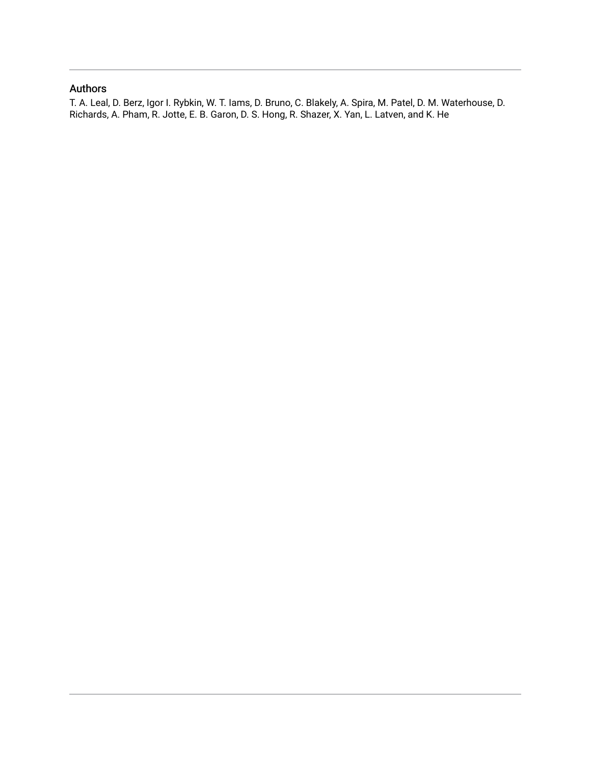## Authors

T. A. Leal, D. Berz, Igor I. Rybkin, W. T. Iams, D. Bruno, C. Blakely, A. Spira, M. Patel, D. M. Waterhouse, D. Richards, A. Pham, R. Jotte, E. B. Garon, D. S. Hong, R. Shazer, X. Yan, L. Latven, and K. He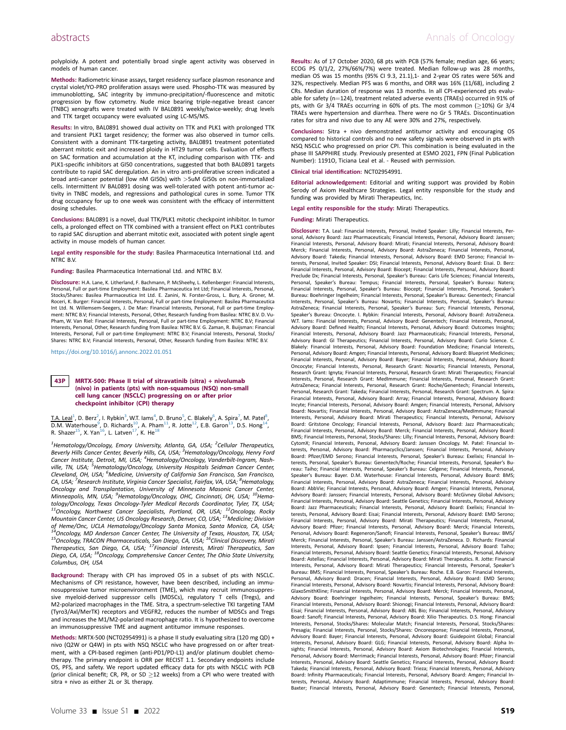polyploidy. A potent and potentially broad single agent activity was observed in models of human cancer.

**Methods:** Radiometric kinase assays, target residency surface plasmon resonance and crystal violet/YO-PRO proliferation assays were used. Phospho-TTK was measured by immunoblotting, SAC integrity by immuno-precipitation/-fluorescence and mitotic progression by flow cytometry. Nude mice bearing triple-negative breast cancer (TNBC) xenografts were treated with IV BAL0891 weekly/twice-weekly; drug levels and TTK target occupancy were evaluated using LC-MS/MS.

**Results:** In vitro, BAL0891 showed dual activity on TTK and PLK1 with prolonged TTK and transient PLK1 target residency; the former was also observed in tumor cells. Consistent with a dominant TTK-targeting activity, BAL0891 treatment potentiated aberrant mitotic exit and increased ploidy in HT29 tumor cells. Evaluation of effects on SAC formation and accumulation at the KT, including comparison with TTK- and PLK1-specific inhibitors at GI50 concentrations, suggested that both BAL0891 targets contribute to rapid SAC deregulation. An in vitro anti-proliferative screen indicated a broad anti-cancer potential (low nM GI50s) with >5uM GI50s on non-immortalized cells. Intermittent IV BAL0891 dosing was well-tolerated with potent anti-tumor activity in TNBC models, and regressions and pathological cures in some. Tumor TTK drug occupancy for up to one week was consistent with the efficacy of intermittent dosing schedules.

**Conclusions:** BAL0891 is a novel, dual TTK/PLK1 mitotic checkpoint inhibitor. In tumor cells, a prolonged effect on TTK combined with a transient effect on PLK1 contributes to rapid SAC disruption and aberrant mitotic exit, associated with potent single agent activity in mouse models of human cancer.

**Legal entity responsible for the study:** Basilea Pharmaceutica International Ltd. and NTRC B.V.

**Funding:** Basilea Pharmaceutica International Ltd. and NTRC B.V.

**Disclosure:** H.A. Lane, K. Litherland, F. Bachmann, P. McSheehy, L. Kellenberger: Financial Interests, Personal, Full or part-time Employment: Basilea Pharmaceutica Int Ltd; Financial Interests, Personal, Stocks/Shares: Basilea Pharmaceutica Int Ltd. E. Zanini, N. Forster-Gross, L. Bury, A. Groner, M. Roceri, K. Burger: Financial Interests, Personal, Full or part-time Employment: Basilea Pharmaceutica Int Ltd. N. Willemsen-Seegers, J. De Man: Financial Interests, Personal, Full or part-time Employment: NTRC B.V; Financial Interests, Personal, Other, Research funding from Basilea: NTRC B.V. D. Vu-Pham, W. Van Riel: Financial Interests, Personal, Full or part-time Employment: NTRC B.V; Financial Interests, Personal, Other, Research funding from Basilea: NTRC B.V. G. Zaman, R. Buijsman: Financial Interests, Personal, Full or part-time Employment: NTRC B.V; Financial Interests, Personal, Stocks/Shares: NTRC B.V; Financial Interests, Personal, Other, Research funding from Basilea: NTRC B.V.

https://doi.org/10.1016/j.annonc.2022.01.051

## 43P MRTX-500: Phase II trial of sitravatinib (sitra) + nivolumab (nivo) in patients (pts) with non-squamous (NSQ) non-small cell lung cancer (NSCLC) progressing on or after prior checkpoint inhibitor (CPI) therapy

T.A. Leal[1], D. Berz[2], I. Rybkin[3], W.T. Iams[4], D. Bruno[5], C. Blakely[6], A. Spira[7], M. Patel[8], D.M. Waterhouse[9], D. Richards[10], A. Pham[11], R. Jotte[12], E.B. Garon[13], D.S. Hong[14], R. Shazer[15], X. Yan[16], L. Latven[17], K. He[18]

*[1]Hematology/Oncology, Emory University, Atlanta, GA, USA; [2]Cellular Therapeutics, Beverly Hills Cancer Center, Beverly Hills, CA, USA; [3]Hematology/Oncology, Henry Ford Cancer Institute, Detroit, MI, USA; [4]Hematology/Oncology, Vanderbilt-Ingram, Nashville, TN, USA; [5]Hematology/Oncology, University Hospitals Seidman Cancer Center, Cleveland, OH, USA; [6]Medicine, University of California San Francisco, San Francisco, CA, USA; [7]Research Institute, Virginia Cancer Specialist, Fairfax, VA, USA; [8]Hematology, Oncology and Transplantation, University of Minnesota Masonic Cancer Center, Minneapolis, MN, USA; [9]Hematology/Oncology, OHC, Cincinnati, OH, USA; [10]Hematology/Oncology, Texas Oncology-Tyler Medical Records Coordinator, Tyler, TX, USA; [11]Oncology, Northwest Cancer Specialists, Portland, OR, USA; [12]Oncology, Rocky Mountain Cancer Center, US Oncology Research, Denver, CO, USA; [13]Medicine; Division of Heme/Onc, UCLA Hematology/Oncology Santa Monica, Santa Monica, CA, USA; [14]Oncology, MD Anderson Cancer Center, The University of Texas, Houston, TX, USA; [15]Oncology, TRACON Pharmaceuticals, San Diego, CA, USA; [16]Clinical Discovery, Mirati Therapeutics, San Diego, CA, USA; [17]Financial Interests, Mirati Therapeutics, San Diego, CA, USA; [18]Oncology, Comprehensive Cancer Center, The Ohio State University, Columbus, OH, USA*

**Background:** Therapy with CPI has improved OS in a subset of pts with NSCLC. Mechanisms of CPI resistance, however, have been described, including an immunosuppressive tumor microenvironment (TME), which may recruit immunosuppressive myeloid-derived suppressor cells (MDSCs), regulatory T cells (Tregs), and M2-polarized macrophages in the TME. Sitra, a spectrum-selective TKI targeting TAM (Tyro3/Axl/MerTK) receptors and VEGFR2, reduces the number of MDSCs and Tregs and increases the M1/M2-polarized macrophage ratio. It is hypothesized to overcome an immunosuppressive TME and augment antitumor immune responses.

**Methods:** MRTX-500 (NCT02954991) is a phase II study evaluating sitra (120 mg QD) + nivo (Q2W or Q4W) in pts with NSQ NSCLC who have progressed on or after treatment, with a CPI-based regimen (anti-PD1/PD-L1) and/or platinum doublet chemotherapy. The primary endpoint is ORR per RECIST 1.1. Secondary endpoints include OS, PFS, and safety. We report updated efficacy data for pts with NSCLC with PCB (prior clinical benefit; CR, PR, or SD ≥12 weeks) from a CPI who were treated with sitra + nivo as either 2L or 3L therapy.

**Results:** As of 17 October 2020, 68 pts with PCB (57% female; median age, 66 years; ECOG PS 0/1/2, 27%/66%/7%) were treated. Median follow-up was 28 months, median OS was 15 months (95% CI 9.3, 21.1),1- and 2-year OS rates were 56% and 32%, respectively. Median PFS was 6 months, and ORR was 16% (11/68), including 2 CRs. Median duration of response was 13 months. In all CPI-experienced pts evaluable for safety (n=124), treatment related adverse events (TRAEs) occurred in 91% of pts, with Gr 3/4 TRAEs occurring in 60% of pts. The most common (≥10%) Gr 3/4 TRAEs were hypertension and diarrhea. There were no Gr 5 TRAEs. Discontinuation rates for sitra and nivo due to any AE were 30% and 27%, respectively.

**Conclusions:** Sitra + nivo demonstrated antitumor activity and encouraging OS compared to historical controls and no new safety signals were observed in pts with NSQ NSCLC who progressed on prior CPI. This combination is being evaluated in the phase III SAPPHIRE study. Previously presented at ESMO 2021, FPN (Final Publication Number): 1191O, Ticiana Leal et al. - Reused with permission.

**Clinical trial identification:** NCT02954991.

**Editorial acknowledgement:** Editorial and writing support was provided by Robin Serody of Axiom Healthcare Strategies. Legal entity responsible for the study and funding was provided by Mirati Therapeutics, Inc.

**Legal entity responsible for the study:** Mirati Therapeutics.

**Funding:** Mirati Therapeutics.

**Disclosure:** T.A. Leal: Financial Interests, Personal, Invited Speaker: Lilly; Financial Interests, Personal, Advisory Board: Jazz Pharmaceuticals; Financial Interests, Personal, Advisory Board: Janssen; Financial Interests, Personal, Advisory Board: Mirati; Financial Interests, Personal, Advisory Board: Merck; Financial Interests, Personal, Advisory Board: AstraZeneca; Financial Interests, Personal, Advisory Board: Takeda; Financial Interests, Personal, Advisory Board: EMD Serono; Financial Interests, Personal, Invited Speaker: DSI; Financial Interests, Personal, Advisory Board: Eisai. D. Berz: Financial Interests, Personal, Advisory Board: Biocept; Financial Interests, Personal, Advisory Board: Preclude Dx; Financial Interests, Personal, Speaker's Bureau: Caris Life Sciences; Financial Interests, Personal, Speaker's Bureau: Tempus; Financial Interests, Personal, Speaker's Bureau: Natera; Financial Interests, Personal, Speaker's Bureau: Biocept; Financial Interests, Personal, Speaker's Bureau: Boehringer Ingelheim; Financial Interests, Personal, Speaker's Bureau: Genentech; Financial Interests, Personal, Speaker's Bureau: Novartis; Financial Interests, Personal, Speaker's Bureau: AstraZeneca; Financial Interests, Personal, Speaker's Bureau: Sun; Financial Interests, Personal, Speaker's Bureau: Oncocyte. I. Rybkin: Financial Interests, Personal, Advisory Board: AstraZeneca. W.T. Iams: Financial Interests, Personal, Advisory Board: Genentech; Financial Interests, Personal, Advisory Board: Defined Health; Financial Interests, Personal, Advisory Board: Outcomes Insights; Financial Interests, Personal, Advisory Board: Jazz Pharmaceuticals; Financial Interests, Personal, Advisory Board: G1 Therapeutics; Financial Interests, Personal, Advisory Board: Curio Science. C. Blakely: Financial Interests, Personal, Advisory Board: Foundation Medicine; Financial Interests, Personal, Advisory Board: Amgen; Financial Interests, Personal, Advisory Board: Blueprint Medicines; Financial Interests, Personal, Advisory Board: Bayer; Financial Interests, Personal, Advisory Board: Oncocyte; Financial Interests, Personal, Research Grant: Novartis; Financial Interests, Personal, Research Grant: Ignyta; Financial Interests, Personal, Research Grant: Mirati Therapeutics; Financial Interests, Personal, Research Grant: MedImmune; Financial Interests, Personal, Research Grant: AstraZeneca; Financial Interests, Personal, Research Grant: Roche/Genentech; Financial Interests, Personal, Research Grant: Takeda; Financial Interests, Personal, Research Grant: Spectrum. A. Spira: Financial Interests, Personal, Advisory Board: Array; Financial Interests, Personal, Advisory Board: Incyte; Financial Interests, Personal, Advisory Board: Amgen; Financial Interests, Personal, Advisory Board: Novartis; Financial Interests, Personal, Advisory Board: AstraZeneca/MedImmune; Financial Interests, Personal, Advisory Board: Mirati Therapeutics; Financial Interests, Personal, Advisory Board: Gritstone Oncology; Financial Interests, Personal, Advisory Board: Jazz Pharmaceuticals; Financial Interests, Personal, Advisory Board: Merck; Financial Interests, Personal, Advisory Board: BMS; Financial Interests, Personal, Stocks/Shares: Lilly; Financial Interests, Personal, Advisory Board: CytomX; Financial Interests, Personal, Advisory Board: Janssen Oncology. M. Patel: Financial Interests, Personal, Advisory Board: Pharmacyclics/Janssen; Financial Interests, Personal, Advisory Board: Pfizer/EMD Serono; Financial Interests, Personal, Speaker's Bureau: Exelixis; Financial Interests, Personal, Speaker's Bureau: Genentech/Roche; Financial Interests, Personal, Speaker's Bureau: Taiho; Financial Interests, Personal, Speaker's Bureau: Celgene; Financial Interests, Personal, Speaker's Bureau: Bayer. D.M. Waterhouse: Financial Interests, Personal, Advisory Board: BMS; Financial Interests, Personal, Advisory Board: AstraZeneca; Financial Interests, Personal, Advisory Board: AbbVie; Financial Interests, Personal, Advisory Board: Amgen; Financial Interests, Personal, Advisory Board: Janssen; Financial Interests, Personal, Advisory Board: McGivney Global Advisors; Financial Interests, Personal, Advisory Board: Seattle Genetics; Financial Interests, Personal, Advisory Board: Jazz Pharmaceuticals; Financial Interests, Personal, Advisory Board: Exelixis; Financial Interests, Personal, Advisory Board: Eisai; Financial Interests, Personal, Advisory Board: EMD Serono; Financial Interests, Personal, Advisory Board: Mirati Therapeutics; Financial Interests, Personal, Advisory Board: Pfizer; Financial Interests, Personal, Advisory Board: Merck; Financial Interests, Personal, Advisory Board: Regeneron/Sanofi; Financial Interests, Personal, Speaker's Bureau: BMS/Merck; Financial Interests, Personal, Speaker's Bureau: Janssen/AstraZeneca. D. Richards: Financial Interests, Personal, Advisory Board: Ipsen; Financial Interests, Personal, Advisory Board: Taiho; Financial Interests, Personal, Advisory Board: Seattle Genetics; Financial Interests, Personal, Advisory Board: Astellas; Financial Interests, Personal, Advisory Board: Mirati Therapeutics. R. Jotte: Financial Interests, Personal, Advisory Board: Mirati Therapeutics; Financial Interests, Personal, Speaker's Bureau: BMS; Financial Interests, Personal, Speaker's Bureau: Roche. E.B. Garon: Financial Interests, Personal, Advisory Board: Dracen; Financial Interests, Personal, Advisory Board: EMD Serono; Financial Interests, Personal, Advisory Board: Novartis; Financial Interests, Personal, Advisory Board: GlaxoSmithKline; Financial Interests, Personal, Advisory Board: Merck; Financial Interests, Personal, Advisory Board: Boehringer Ingelheim; Financial Interests, Personal, Speaker's Bureau: BMS; Financial Interests, Personal, Advisory Board: Shionogi; Financial Interests, Personal, Advisory Board: Eisai; Financial Interests, Personal, Advisory Board: ABL Bio; Financial Interests, Personal, Advisory Board: Sanofi; Financial Interests, Personal, Advisory Board: Xilio Therapeutics. D.S. Hong: Financial Interests, Personal, Stocks/Shares: Molecular Match; Financial Interests, Personal, Stocks/Shares: Presagia; Financial Interests, Personal, Stocks/Shares: Oncoresponse; Financial Interests, Personal, Advisory Board: Bayer; Financial Interests, Personal, Advisory Board: Guidepoint Global; Financial Interests, Personal, Advisory Board: GLG; Financial Interests, Personal, Advisory Board: Alpha Insights; Financial Interests, Personal, Advisory Board: Axiom Biotechnologies; Financial Interests, Personal, Advisory Board: Merrimack; Financial Interests, Personal, Advisory Board: Pfizer; Financial Interests, Personal, Advisory Board: Seattle Genetics; Financial Interests, Personal, Advisory Board: Takeda; Financial Interests, Personal, Advisory Board: Trieza; Financial Interests, Personal, Advisory Board: Infinity Pharmaceuticals; Financial Interests, Personal, Advisory Board: Amgen; Financial Interests, Personal, Advisory Board: Adaptimmune; Financial Interests, Personal, Advisory Board: Baxter; Financial Interests, Personal, Advisory Board: Genentech; Financial Interests, Personal,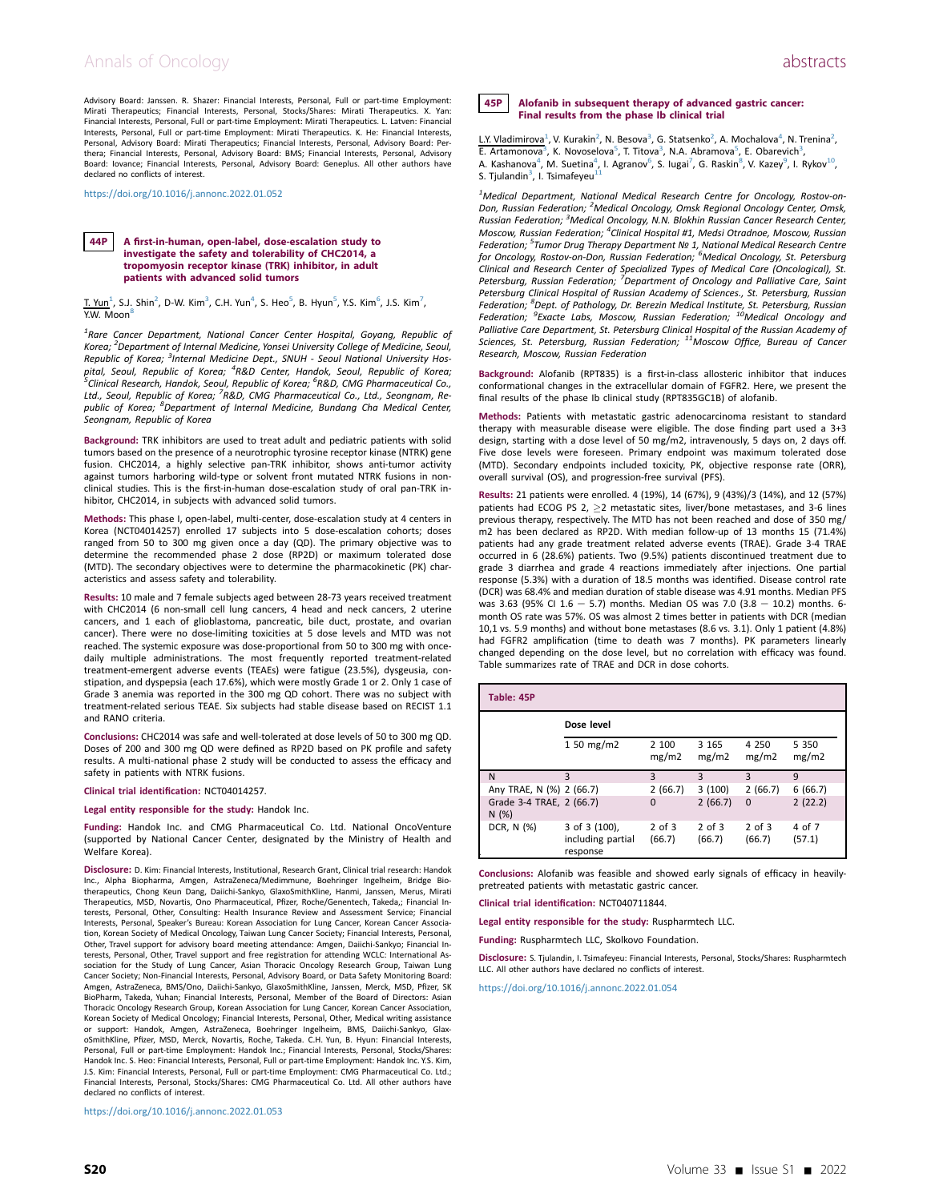Advisory Board: Janssen. R. Shazer: Financial Interests, Personal, Full or part-time Employment: Mirati Therapeutics; Financial Interests, Personal, Stocks/Shares: Mirati Therapeutics. X. Yan: Financial Interests, Personal, Full or part-time Employment: Mirati Therapeutics. L. Latven: Financial Interests, Personal, Full or part-time Employment: Mirati Therapeutics. K. He: Financial Interests, Personal, Advisory Board: Mirati Therapeutics; Financial Interests, Personal, Advisory Board: Perthera; Financial Interests, Personal, Advisory Board: BMS; Financial Interests, Personal, Advisory Board: Iovance; Financial Interests, Personal, Advisory Board: Geneplus. All other authors have declared no conflicts of interest.

https://doi.org/10.1016/j.annonc.2022.01.052

## 44P A first-in-human, open-label, dose-escalation study to investigate the safety and tolerability of CHC2014, a tropomyosin receptor kinase (TRK) inhibitor, in adult patients with advanced solid tumors

T. Yun[1], S.J. Shin[2], D-W. Kim[3], C.H. Yun[4], S. Heo[5], B. Hyun[5], Y.S. Kim[6], J.S. Kim[7], Y.W. Moon[8]

*[1]Rare Cancer Department, National Cancer Center Hospital, Goyang, Republic of Korea; [2]Department of Internal Medicine, Yonsei University College of Medicine, Seoul, Republic of Korea; [3]Internal Medicine Dept., SNUH - Seoul National University Hospital, Seoul, Republic of Korea; [4]R&D Center, Handok, Seoul, Republic of Korea; [5]Clinical Research, Handok, Seoul, Republic of Korea; [6]R&D, CMG Pharmaceutical Co., Ltd., Seoul, Republic of Korea; [7]R&D, CMG Pharmaceutical Co., Ltd., Seongnam, Republic of Korea; [8]Department of Internal Medicine, Bundang Cha Medical Center, Seongnam, Republic of Korea*

**Background:** TRK inhibitors are used to treat adult and pediatric patients with solid tumors based on the presence of a neurotrophic tyrosine receptor kinase (NTRK) gene fusion. CHC2014, a highly selective pan-TRK inhibitor, shows anti-tumor activity against tumors harboring wild-type or solvent front mutated NTRK fusions in nonclinical studies. This is the first-in-human dose-escalation study of oral pan-TRK inhibitor, CHC2014, in subjects with advanced solid tumors.

**Methods:** This phase I, open-label, multi-center, dose-escalation study at 4 centers in Korea (NCT04014257) enrolled 17 subjects into 5 dose-escalation cohorts; doses ranged from 50 to 300 mg given once a day (QD). The primary objective was to determine the recommended phase 2 dose (RP2D) or maximum tolerated dose (MTD). The secondary objectives were to determine the pharmacokinetic (PK) characteristics and assess safety and tolerability.

**Results:** 10 male and 7 female subjects aged between 28-73 years received treatment with CHC2014 (6 non-small cell lung cancers, 4 head and neck cancers, 2 uterine cancers, and 1 each of glioblastoma, pancreatic, bile duct, prostate, and ovarian cancer). There were no dose-limiting toxicities at 5 dose levels and MTD was not reached. The systemic exposure was dose-proportional from 50 to 300 mg with once-daily multiple administrations. The most frequently reported treatment-related treatment-emergent adverse events (TEAEs) were fatigue (23.5%), dysgeusia, constipation, and dyspepsia (each 17.6%), which were mostly Grade 1 or 2. Only 1 case of Grade 3 anemia was reported in the 300 mg QD cohort. There was no subject with treatment-related serious TEAE. Six subjects had stable disease based on RECIST 1.1 and RANO criteria.

**Conclusions:** CHC2014 was safe and well-tolerated at dose levels of 50 to 300 mg QD. Doses of 200 and 300 mg QD were defined as RP2D based on PK profile and safety results. A multi-national phase 2 study will be conducted to assess the efficacy and safety in patients with NTRK fusions.

**Clinical trial identification:** NCT04014257.

**Legal entity responsible for the study:** Handok Inc.

**Funding:** Handok Inc. and CMG Pharmaceutical Co. Ltd. National OncoVenture (supported by National Cancer Center, designated by the Ministry of Health and Welfare Korea).

**Disclosure:** D. Kim: Financial Interests, Institutional, Research Grant, Clinical trial research: Handok Inc., Alpha Biopharma, Amgen, AstraZeneca/Medimmune, Boehringer Ingelheim, Bridge Biotherapeutics, Chong Keun Dang, Daiichi-Sankyo, GlaxoSmithKline, Hanmi, Janssen, Merus, Mirati Therapeutics, MSD, Novartis, Ono Pharmaceutical, Pfizer, Roche/Genentech, Takeda,; Financial Interests, Personal, Other, Consulting: Health Insurance Review and Assessment Service; Financial Interests, Personal, Speaker's Bureau: Korean Association for Lung Cancer, Korean Cancer Association, Korean Society of Medical Oncology, Taiwan Lung Cancer Society; Financial Interests, Personal, Other, Travel support for advisory board meeting attendance: Amgen, Daiichi-Sankyo; Financial Interests, Personal, Other, Travel support and free registration for attending WCLC: International Association for the Study of Lung Cancer, Asian Thoracic Oncology Research Group, Taiwan Lung Cancer Society; Non-Financial Interests, Personal, Advisory Board, or Data Safety Monitoring Board: Amgen, AstraZeneca, BMS/Ono, Daiichi-Sankyo, GlaxoSmithKline, Janssen, Merck, MSD, Pfizer, SK BioPharm, Takeda, Yuhan; Financial Interests, Personal, Member of the Board of Directors: Asian Thoracic Oncology Research Group, Korean Association for Lung Cancer, Korean Cancer Association, Korean Society of Medical Oncology; Financial Interests, Personal, Other, Medical writing assistance or support: Handok, Amgen, AstraZeneca, Boehringer Ingelheim, BMS, Daiichi-Sankyo, GlaxoSmithKline, Pfizer, MSD, Merck, Novartis, Roche, Takeda. C.H. Yun, B. Hyun: Financial Interests, Personal, Full or part-time Employment: Handok Inc.; Financial Interests, Personal, Stocks/Shares: Handok Inc. S. Heo: Financial Interests, Personal, Full or part-time Employment: Handok Inc. Y.S. Kim, J.S. Kim: Financial Interests, Personal, Full or part-time Employment: CMG Pharmaceutical Co. Ltd.; Financial Interests, Personal, Stocks/Shares: CMG Pharmaceutical Co. Ltd. All other authors have declared no conflicts of interest.

https://doi.org/10.1016/j.annonc.2022.01.053

## 45P Alofanib in subsequent therapy of advanced gastric cancer: Final results from the phase Ib clinical trial

L.Y. Vladimirova[1], V. Kurakin[2], N. Besova[3], G. Statsenko[2], A. Mochalova[4], N. Trenina[2], E. Artamonova[3], K. Novoselova[5], T. Titova[3], N.A. Abramova[5], E. Obarevich[3], A. Kashanova[4], M. Suetina[4], I. Agranov[6], S. Iugai[7], G. Raskin[8], V. Kazey[9], I. Rykov[10], S. Tjulandin[3], I. Tsimafeyeu[11]

*[1]Medical Department, National Medical Research Centre for Oncology, Rostov-on-Don, Russian Federation; [2]Medical Oncology, Omsk Regional Oncology Center, Omsk, Russian Federation; [3]Medical Oncology, N.N. Blokhin Russian Cancer Research Center, Moscow, Russian Federation; [4]Clinical Hospital #1, Medsi Otradnoe, Moscow, Russian Federation; [5]Tumor Drug Therapy Department № 1, National Medical Research Centre for Oncology, Rostov-on-Don, Russian Federation; [6]Medical Oncology, St. Petersburg Clinical and Research Center of Specialized Types of Medical Care (Oncological), St. Petersburg, Russian Federation; [7]Department of Oncology and Palliative Care, Saint Petersburg Clinical Hospital of Russian Academy of Sciences., St. Petersburg, Russian Federation; [8]Dept. of Pathology, Dr. Berezin Medical Institute, St. Petersburg, Russian Federation; [9]Exacte Labs, Moscow, Russian Federation; [10]Medical Oncology and Palliative Care Department, St. Petersburg Clinical Hospital of the Russian Academy of Sciences, St. Petersburg, Russian Federation; [11]Moscow Office, Bureau of Cancer Research, Moscow, Russian Federation*

**Background:** Alofanib (RPT835) is a first-in-class allosteric inhibitor that induces conformational changes in the extracellular domain of FGFR2. Here, we present the final results of the phase Ib clinical study (RPT835GC1B) of alofanib.

**Methods:** Patients with metastatic gastric adenocarcinoma resistant to standard therapy with measurable disease were eligible. The dose finding part used a 3+3 design, starting with a dose level of 50 mg/m2, intravenously, 5 days on, 2 days off. Five dose levels were foreseen. Primary endpoint was maximum tolerated dose (MTD). Secondary endpoints included toxicity, PK, objective response rate (ORR), overall survival (OS), and progression-free survival (PFS).

**Results:** 21 patients were enrolled. 4 (19%), 14 (67%), 9 (43%)/3 (14%), and 12 (57%) patients had ECOG PS 2, ≥2 metastatic sites, liver/bone metastases, and 3-6 lines previous therapy, respectively. The MTD has not been reached and dose of 350 mg/m2 has been declared as RP2D. With median follow-up of 13 months 15 (71.4%) patients had any grade treatment related adverse events (TRAE). Grade 3-4 TRAE occurred in 6 (28.6%) patients. Two (9.5%) patients discontinued treatment due to grade 3 diarrhea and grade 4 reactions immediately after injections. One partial response (5.3%) with a duration of 18.5 months was identified. Disease control rate (DCR) was 68.4% and median duration of stable disease was 4.91 months. Median PFS was 3.63 (95% CI 1.6 − 5.7) months. Median OS was 7.0 (3.8 − 10.2) months. 6-month OS rate was 57%. OS was almost 2 times better in patients with DCR (median 10,1 vs. 5.9 months) and without bone metastases (8.6 vs. 3.1). Only 1 patient (4.8%) had FGFR2 amplification (time to death was 7 months). PK parameters linearly changed depending on the dose level, but no correlation with efficacy was found. Table summarizes rate of TRAE and DCR in dose cohorts.

**Table: 45P**

| | Dose level | | | | |
|---|---|---|---|---|---|
| | 1 50 mg/m2 | 2 100 mg/m2 | 3 165 mg/m2 | 4 250 mg/m2 | 5 350 mg/m2 |
| N | 3 | 3 | 3 | 3 | 9 |
| Any TRAE, N (%) | 2 (66.7) | 2 (66.7) | 3 (100) | 2 (66.7) | 6 (66.7) |
| Grade 3-4 TRAE, N (%) | 2 (66.7) | 0 | 2 (66.7) | 0 | 2 (22.2) |
| DCR, N (%) | 3 of 3 (100), including partial response | 2 of 3 (66.7) | 2 of 3 (66.7) | 2 of 3 (66.7) | 4 of 7 (57.1) |

**Conclusions:** Alofanib was feasible and showed early signals of efficacy in heavily-pretreated patients with metastatic gastric cancer.

**Clinical trial identification:** NCT040711844.

**Legal entity responsible for the study:** Ruspharmtech LLC.

**Funding:** Ruspharmtech LLC, Skolkovo Foundation.

**Disclosure:** S. Tjulandin, I. Tsimafeyeu: Financial Interests, Personal, Stocks/Shares: Ruspharmtech LLC. All other authors have declared no conflicts of interest.

https://doi.org/10.1016/j.annonc.2022.01.054